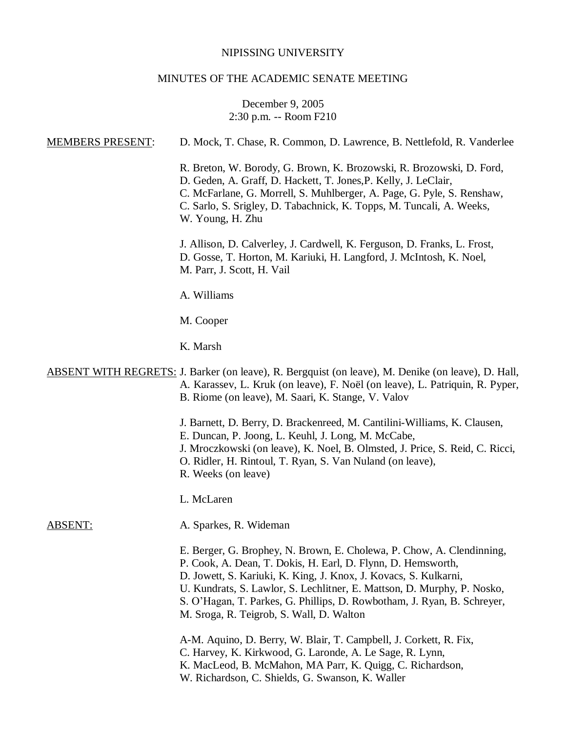NIPISSING UNIVERSITY

MINUTES OF THE ACADEMIC SENATE MEETING

December 9, 2005
2:30 p.m. -- Room F210

<u>MEMBERS PRESENT</u>:

D. Mock, T. Chase, R. Common, D. Lawrence, B. Nettlefold, R. Vanderlee

R. Breton, W. Borody, G. Brown, K. Brozowski, R. Brozowski, D. Ford, D. Geden, A. Graff, D. Hackett, T. Jones,P. Kelly, J. LeClair, C. McFarlane, G. Morrell, S. Muhlberger, A. Page, G. Pyle, S. Renshaw, C. Sarlo, S. Srigley, D. Tabachnick, K. Topps, M. Tuncali, A. Weeks, W. Young, H. Zhu

J. Allison, D. Calverley, J. Cardwell, K. Ferguson, D. Franks, L. Frost, D. Gosse, T. Horton, M. Kariuki, H. Langford, J. McIntosh, K. Noel, M. Parr, J. Scott, H. Vail

A. Williams

M. Cooper

K. Marsh

<u>ABSENT WITH REGRETS</u>:

J. Barker (on leave), R. Bergquist (on leave), M. Denike (on leave), D. Hall, A. Karassev, L. Kruk (on leave), F. Noël (on leave), L. Patriquin, R. Pyper, B. Riome (on leave), M. Saari, K. Stange, V. Valov

J. Barnett, D. Berry, D. Brackenreed, M. Cantilini-Williams, K. Clausen, E. Duncan, P. Joong, L. Keuhl, J. Long, M. McCabe, J. Mroczkowski (on leave), K. Noel, B. Olmsted, J. Price, S. Reid, C. Ricci, O. Ridler, H. Rintoul, T. Ryan, S. Van Nuland (on leave), R. Weeks (on leave)

L. McLaren

<u>ABSENT:</u>

A. Sparkes, R. Wideman

E. Berger, G. Brophey, N. Brown, E. Cholewa, P. Chow, A. Clendinning, P. Cook, A. Dean, T. Dokis, H. Earl, D. Flynn, D. Hemsworth, D. Jowett, S. Kariuki, K. King, J. Knox, J. Kovacs, S. Kulkarni, U. Kundrats, S. Lawlor, S. Lechlitner, E. Mattson, D. Murphy, P. Nosko, S. O'Hagan, T. Parkes, G. Phillips, D. Rowbotham, J. Ryan, B. Schreyer, M. Sroga, R. Teigrob, S. Wall, D. Walton

A-M. Aquino, D. Berry, W. Blair, T. Campbell, J. Corkett, R. Fix, C. Harvey, K. Kirkwood, G. Laronde, A. Le Sage, R. Lynn, K. MacLeod, B. McMahon, MA Parr, K. Quigg, C. Richardson, W. Richardson, C. Shields, G. Swanson, K. Waller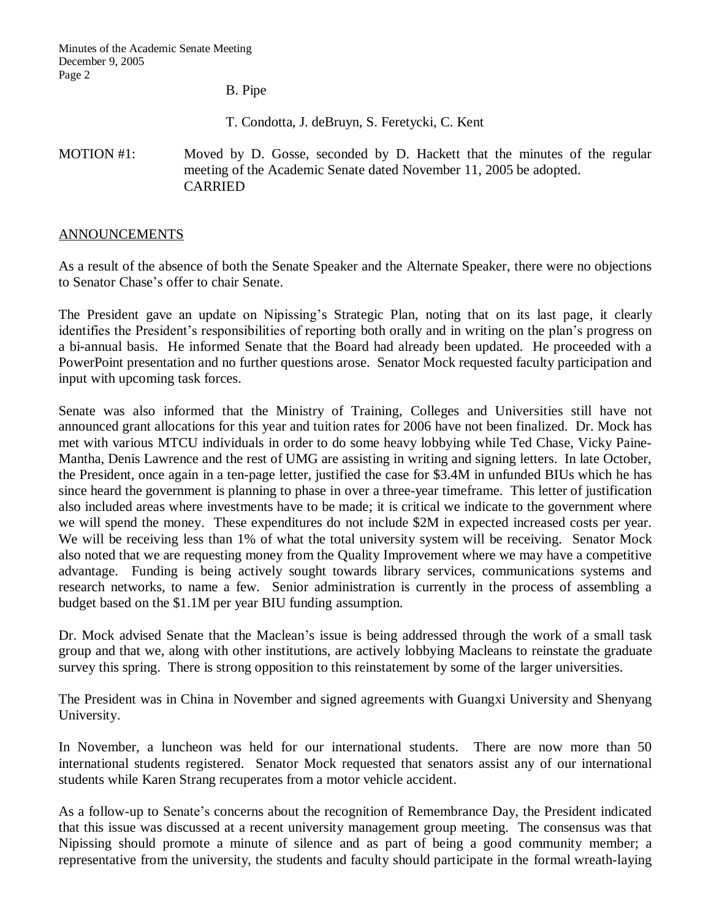B. Pipe

T. Condotta, J. deBruyn, S. Feretycki, C. Kent

MOTION #1: Moved by D. Gosse, seconded by D. Hackett that the minutes of the regular meeting of the Academic Senate dated November 11, 2005 be adopted.
CARRIED

## ANNOUNCEMENTS

As a result of the absence of both the Senate Speaker and the Alternate Speaker, there were no objections to Senator Chase's offer to chair Senate.

The President gave an update on Nipissing's Strategic Plan, noting that on its last page, it clearly identifies the President's responsibilities of reporting both orally and in writing on the plan's progress on a bi-annual basis. He informed Senate that the Board had already been updated. He proceeded with a PowerPoint presentation and no further questions arose. Senator Mock requested faculty participation and input with upcoming task forces.

Senate was also informed that the Ministry of Training, Colleges and Universities still have not announced grant allocations for this year and tuition rates for 2006 have not been finalized. Dr. Mock has met with various MTCU individuals in order to do some heavy lobbying while Ted Chase, Vicky Paine-Mantha, Denis Lawrence and the rest of UMG are assisting in writing and signing letters. In late October, the President, once again in a ten-page letter, justified the case for $3.4M in unfunded BIUs which he has since heard the government is planning to phase in over a three-year timeframe. This letter of justification also included areas where investments have to be made; it is critical we indicate to the government where we will spend the money. These expenditures do not include $2M in expected increased costs per year. We will be receiving less than 1% of what the total university system will be receiving. Senator Mock also noted that we are requesting money from the Quality Improvement where we may have a competitive advantage. Funding is being actively sought towards library services, communications systems and research networks, to name a few. Senior administration is currently in the process of assembling a budget based on the $1.1M per year BIU funding assumption.

Dr. Mock advised Senate that the Maclean's issue is being addressed through the work of a small task group and that we, along with other institutions, are actively lobbying Macleans to reinstate the graduate survey this spring. There is strong opposition to this reinstatement by some of the larger universities.

The President was in China in November and signed agreements with Guangxi University and Shenyang University.

In November, a luncheon was held for our international students. There are now more than 50 international students registered. Senator Mock requested that senators assist any of our international students while Karen Strang recuperates from a motor vehicle accident.

As a follow-up to Senate's concerns about the recognition of Remembrance Day, the President indicated that this issue was discussed at a recent university management group meeting. The consensus was that Nipissing should promote a minute of silence and as part of being a good community member; a representative from the university, the students and faculty should participate in the formal wreath-laying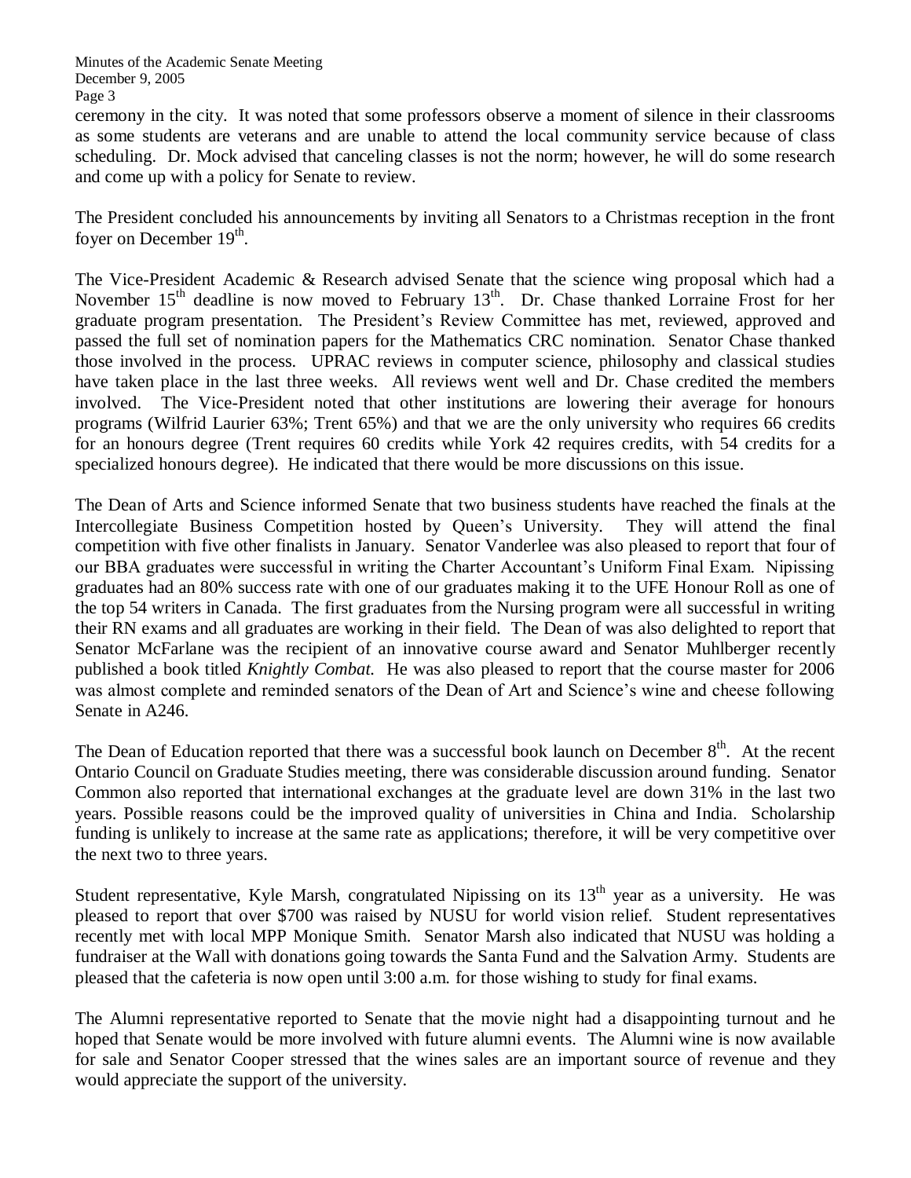ceremony in the city. It was noted that some professors observe a moment of silence in their classrooms as some students are veterans and are unable to attend the local community service because of class scheduling. Dr. Mock advised that canceling classes is not the norm; however, he will do some research and come up with a policy for Senate to review.

The President concluded his announcements by inviting all Senators to a Christmas reception in the front foyer on December 19th.

The Vice-President Academic & Research advised Senate that the science wing proposal which had a November 15th deadline is now moved to February 13th. Dr. Chase thanked Lorraine Frost for her graduate program presentation. The President's Review Committee has met, reviewed, approved and passed the full set of nomination papers for the Mathematics CRC nomination. Senator Chase thanked those involved in the process. UPRAC reviews in computer science, philosophy and classical studies have taken place in the last three weeks. All reviews went well and Dr. Chase credited the members involved. The Vice-President noted that other institutions are lowering their average for honours programs (Wilfrid Laurier 63%; Trent 65%) and that we are the only university who requires 66 credits for an honours degree (Trent requires 60 credits while York 42 requires credits, with 54 credits for a specialized honours degree). He indicated that there would be more discussions on this issue.

The Dean of Arts and Science informed Senate that two business students have reached the finals at the Intercollegiate Business Competition hosted by Queen's University. They will attend the final competition with five other finalists in January. Senator Vanderlee was also pleased to report that four of our BBA graduates were successful in writing the Charter Accountant's Uniform Final Exam. Nipissing graduates had an 80% success rate with one of our graduates making it to the UFE Honour Roll as one of the top 54 writers in Canada. The first graduates from the Nursing program were all successful in writing their RN exams and all graduates are working in their field. The Dean of was also delighted to report that Senator McFarlane was the recipient of an innovative course award and Senator Muhlberger recently published a book titled *Knightly Combat.* He was also pleased to report that the course master for 2006 was almost complete and reminded senators of the Dean of Art and Science's wine and cheese following Senate in A246.

The Dean of Education reported that there was a successful book launch on December 8th. At the recent Ontario Council on Graduate Studies meeting, there was considerable discussion around funding. Senator Common also reported that international exchanges at the graduate level are down 31% in the last two years. Possible reasons could be the improved quality of universities in China and India. Scholarship funding is unlikely to increase at the same rate as applications; therefore, it will be very competitive over the next two to three years.

Student representative, Kyle Marsh, congratulated Nipissing on its 13th year as a university. He was pleased to report that over $700 was raised by NUSU for world vision relief. Student representatives recently met with local MPP Monique Smith. Senator Marsh also indicated that NUSU was holding a fundraiser at the Wall with donations going towards the Santa Fund and the Salvation Army. Students are pleased that the cafeteria is now open until 3:00 a.m. for those wishing to study for final exams.

The Alumni representative reported to Senate that the movie night had a disappointing turnout and he hoped that Senate would be more involved with future alumni events. The Alumni wine is now available for sale and Senator Cooper stressed that the wines sales are an important source of revenue and they would appreciate the support of the university.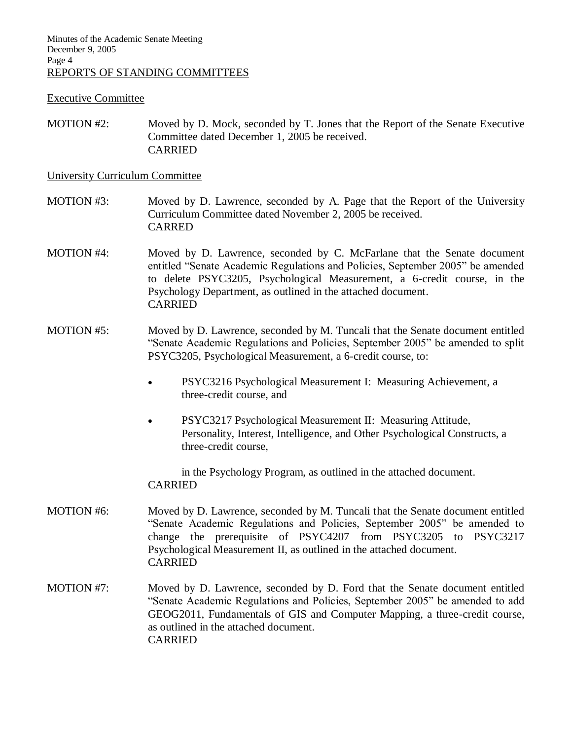## REPORTS OF STANDING COMMITTEES

### Executive Committee

MOTION #2: Moved by D. Mock, seconded by T. Jones that the Report of the Senate Executive Committee dated December 1, 2005 be received.
CARRIED

### University Curriculum Committee

MOTION #3: Moved by D. Lawrence, seconded by A. Page that the Report of the University Curriculum Committee dated November 2, 2005 be received.
CARRED

MOTION #4: Moved by D. Lawrence, seconded by C. McFarlane that the Senate document entitled "Senate Academic Regulations and Policies, September 2005" be amended to delete PSYC3205, Psychological Measurement, a 6-credit course, in the Psychology Department, as outlined in the attached document.
CARRIED

MOTION #5: Moved by D. Lawrence, seconded by M. Tuncali that the Senate document entitled "Senate Academic Regulations and Policies, September 2005" be amended to split PSYC3205, Psychological Measurement, a 6-credit course, to:

- PSYC3216 Psychological Measurement I: Measuring Achievement, a three-credit course, and
- PSYC3217 Psychological Measurement II: Measuring Attitude, Personality, Interest, Intelligence, and Other Psychological Constructs, a three-credit course,

in the Psychology Program, as outlined in the attached document.
CARRIED

MOTION #6: Moved by D. Lawrence, seconded by M. Tuncali that the Senate document entitled "Senate Academic Regulations and Policies, September 2005" be amended to change the prerequisite of PSYC4207 from PSYC3205 to PSYC3217 Psychological Measurement II, as outlined in the attached document.
CARRIED

MOTION #7: Moved by D. Lawrence, seconded by D. Ford that the Senate document entitled "Senate Academic Regulations and Policies, September 2005" be amended to add GEOG2011, Fundamentals of GIS and Computer Mapping, a three-credit course, as outlined in the attached document.
CARRIED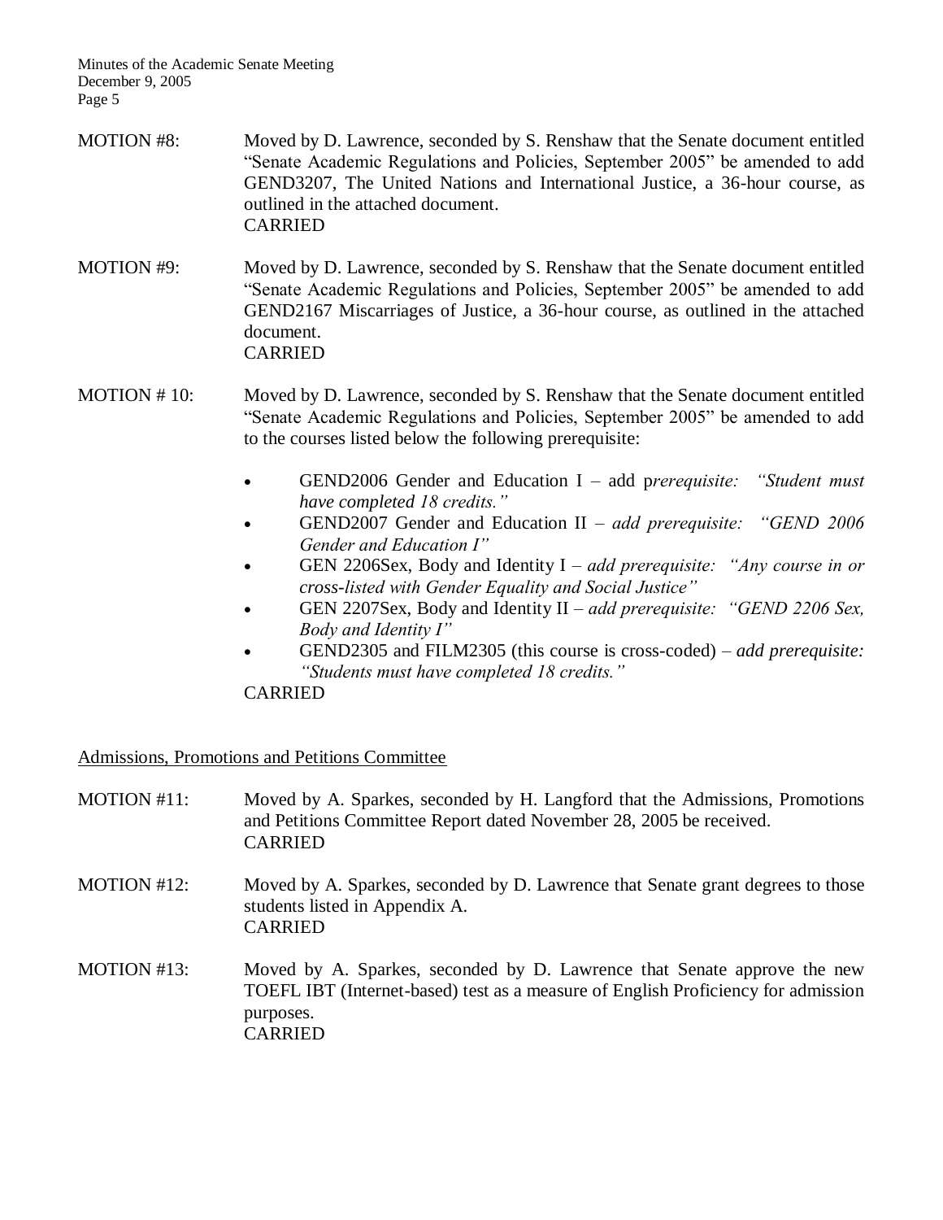MOTION #8: Moved by D. Lawrence, seconded by S. Renshaw that the Senate document entitled "Senate Academic Regulations and Policies, September 2005" be amended to add GEND3207, The United Nations and International Justice, a 36-hour course, as outlined in the attached document.
CARRIED

MOTION #9: Moved by D. Lawrence, seconded by S. Renshaw that the Senate document entitled "Senate Academic Regulations and Policies, September 2005" be amended to add GEND2167 Miscarriages of Justice, a 36-hour course, as outlined in the attached document.
CARRIED

MOTION # 10: Moved by D. Lawrence, seconded by S. Renshaw that the Senate document entitled "Senate Academic Regulations and Policies, September 2005" be amended to add to the courses listed below the following prerequisite:

- GEND2006 Gender and Education I – add p*rerequisite: "Student must have completed 18 credits."*
- GEND2007 Gender and Education II – *add prerequisite: "GEND 2006 Gender and Education I"*
- GEN 2206Sex, Body and Identity I – *add prerequisite: "Any course in or cross-listed with Gender Equality and Social Justice"*
- GEN 2207Sex, Body and Identity II – *add prerequisite: "GEND 2206 Sex, Body and Identity I"*
- GEND2305 and FILM2305 (this course is cross-coded) – *add prerequisite: "Students must have completed 18 credits."*

CARRIED

<u>Admissions, Promotions and Petitions Committee</u>

MOTION #11: Moved by A. Sparkes, seconded by H. Langford that the Admissions, Promotions and Petitions Committee Report dated November 28, 2005 be received.
CARRIED

MOTION #12: Moved by A. Sparkes, seconded by D. Lawrence that Senate grant degrees to those students listed in Appendix A.
CARRIED

MOTION #13: Moved by A. Sparkes, seconded by D. Lawrence that Senate approve the new TOEFL IBT (Internet-based) test as a measure of English Proficiency for admission purposes.
CARRIED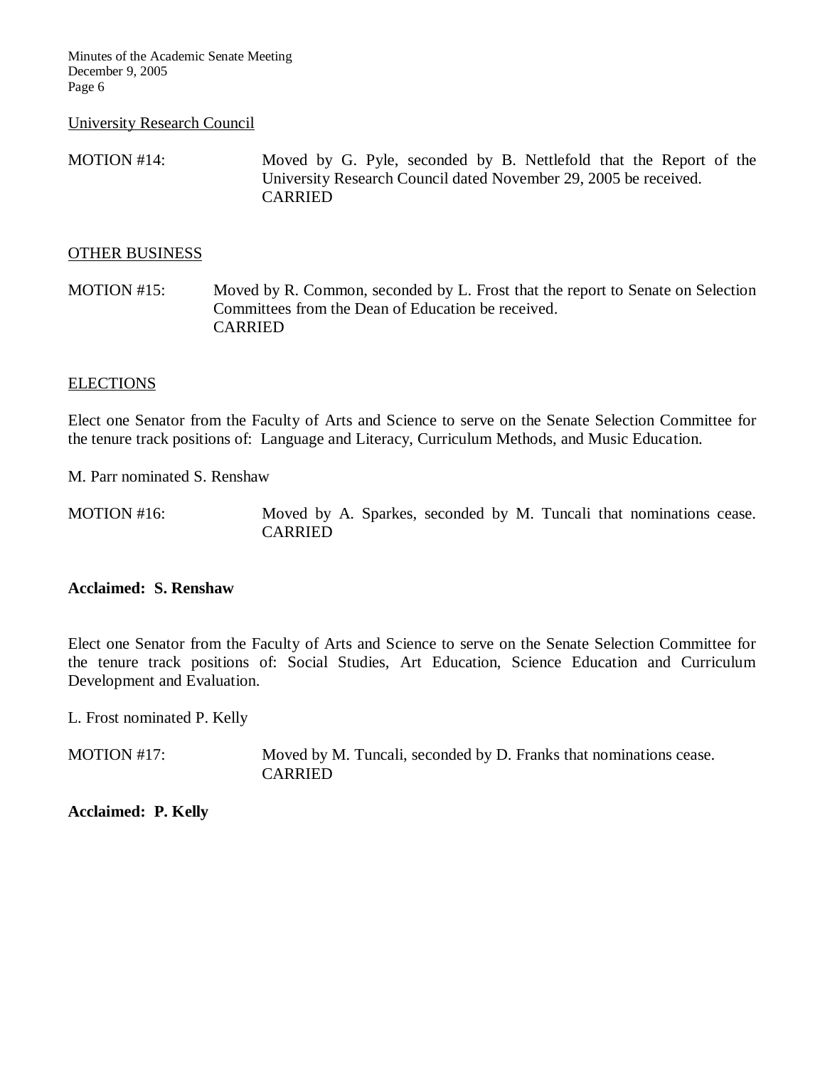University Research Council

MOTION #14: Moved by G. Pyle, seconded by B. Nettlefold that the Report of the University Research Council dated November 29, 2005 be received.
CARRIED

OTHER BUSINESS

MOTION #15: Moved by R. Common, seconded by L. Frost that the report to Senate on Selection Committees from the Dean of Education be received.
CARRIED

ELECTIONS

Elect one Senator from the Faculty of Arts and Science to serve on the Senate Selection Committee for the tenure track positions of: Language and Literacy, Curriculum Methods, and Music Education.

M. Parr nominated S. Renshaw

MOTION #16: Moved by A. Sparkes, seconded by M. Tuncali that nominations cease.
CARRIED

**Acclaimed: S. Renshaw**

Elect one Senator from the Faculty of Arts and Science to serve on the Senate Selection Committee for the tenure track positions of: Social Studies, Art Education, Science Education and Curriculum Development and Evaluation.

L. Frost nominated P. Kelly

MOTION #17: Moved by M. Tuncali, seconded by D. Franks that nominations cease.
CARRIED

**Acclaimed: P. Kelly**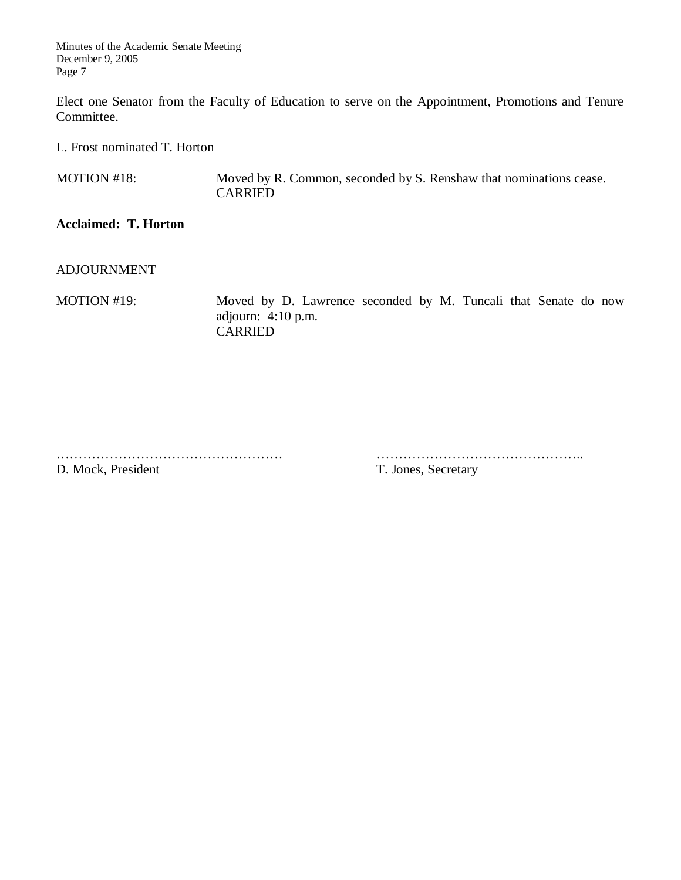Elect one Senator from the Faculty of Education to serve on the Appointment, Promotions and Tenure Committee.

L. Frost nominated T. Horton

MOTION #18: Moved by R. Common, seconded by S. Renshaw that nominations cease.
CARRIED

**Acclaimed: T. Horton**

ADJOURNMENT

MOTION #19: Moved by D. Lawrence seconded by M. Tuncali that Senate do now adjourn: 4:10 p.m.
CARRIED

……………………………………………
D. Mock, President

………………………………………..
T. Jones, Secretary